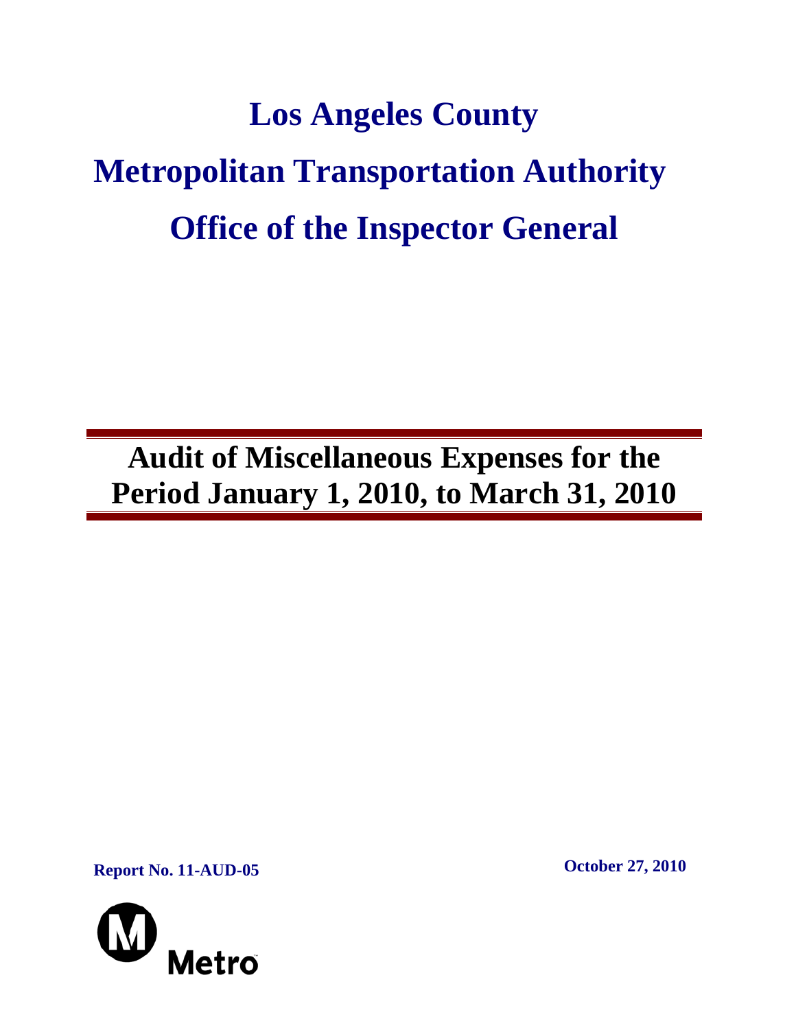# Los Angeles County

# Metropolitan Transportation Authority

# Office of the Inspector General

## Audit of Miscellaneous Expenses for the Period January 1, 2010, to March 31, 2010

**Report No. 11-AUD-05**

**October 27, 2010**

Metro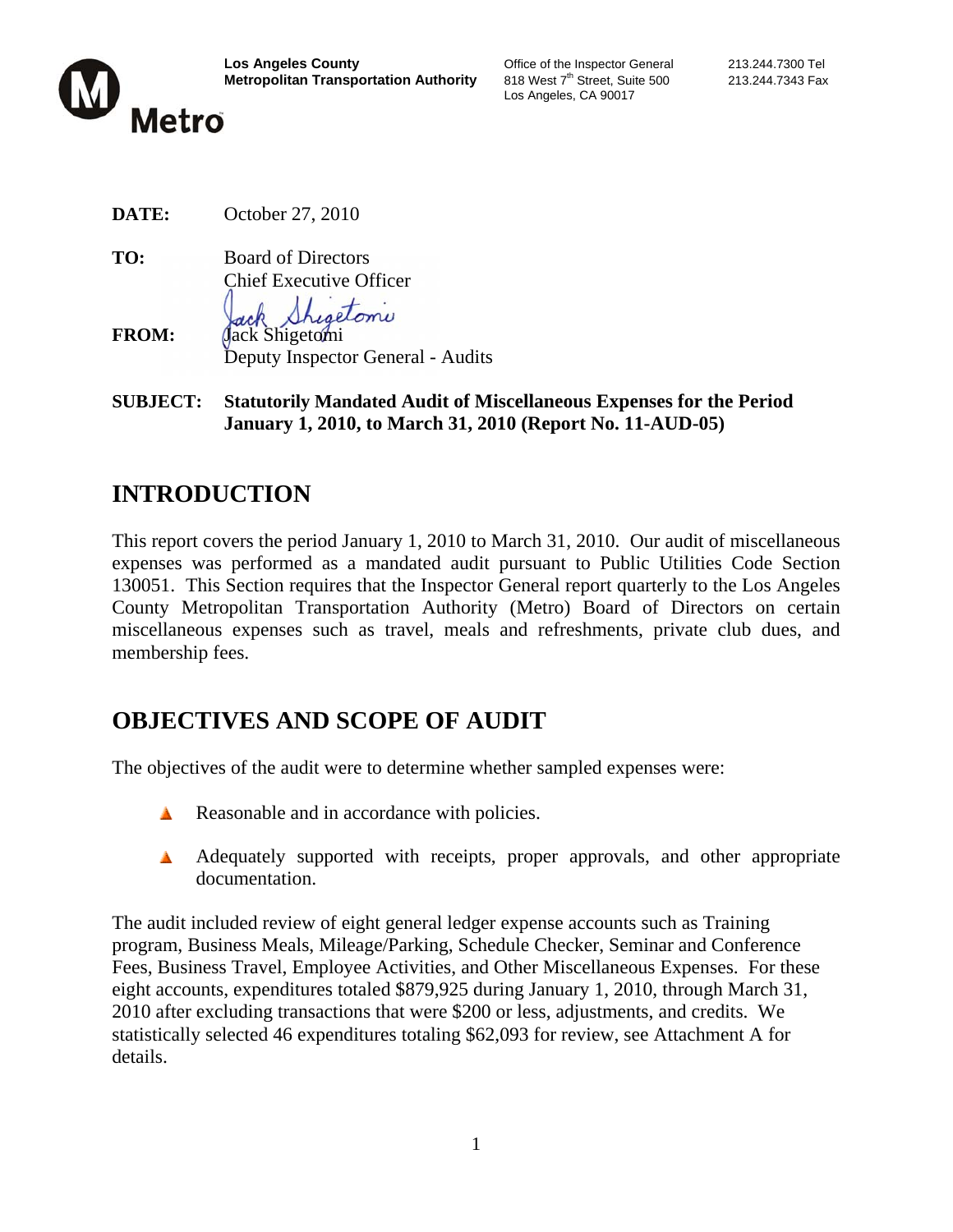**Los Angeles County Metropolitan Transportation Authority**

Office of the Inspector General
818 West 7th Street, Suite 500
Los Angeles, CA 90017

213.244.7300 Tel
213.244.7343 Fax

Metro

**DATE:** October 27, 2010

**TO:** Board of Directors
Chief Executive Officer

**FROM:** Jack Shigetomi
Deputy Inspector General - Audits

**SUBJECT: Statutorily Mandated Audit of Miscellaneous Expenses for the Period January 1, 2010, to March 31, 2010 (Report No. 11-AUD-05)**

# INTRODUCTION

This report covers the period January 1, 2010 to March 31, 2010. Our audit of miscellaneous expenses was performed as a mandated audit pursuant to Public Utilities Code Section 130051. This Section requires that the Inspector General report quarterly to the Los Angeles County Metropolitan Transportation Authority (Metro) Board of Directors on certain miscellaneous expenses such as travel, meals and refreshments, private club dues, and membership fees.

# OBJECTIVES AND SCOPE OF AUDIT

The objectives of the audit were to determine whether sampled expenses were:

- Reasonable and in accordance with policies.
- Adequately supported with receipts, proper approvals, and other appropriate documentation.

The audit included review of eight general ledger expense accounts such as Training program, Business Meals, Mileage/Parking, Schedule Checker, Seminar and Conference Fees, Business Travel, Employee Activities, and Other Miscellaneous Expenses. For these eight accounts, expenditures totaled $879,925 during January 1, 2010, through March 31, 2010 after excluding transactions that were $200 or less, adjustments, and credits. We statistically selected 46 expenditures totaling $62,093 for review, see Attachment A for details.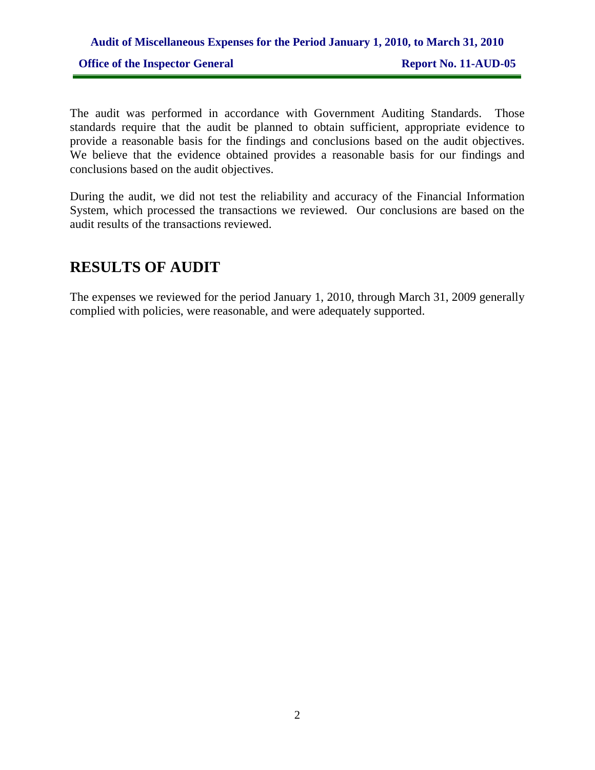The audit was performed in accordance with Government Auditing Standards. Those standards require that the audit be planned to obtain sufficient, appropriate evidence to provide a reasonable basis for the findings and conclusions based on the audit objectives. We believe that the evidence obtained provides a reasonable basis for our findings and conclusions based on the audit objectives.

During the audit, we did not test the reliability and accuracy of the Financial Information System, which processed the transactions we reviewed. Our conclusions are based on the audit results of the transactions reviewed.

# RESULTS OF AUDIT

The expenses we reviewed for the period January 1, 2010, through March 31, 2009 generally complied with policies, were reasonable, and were adequately supported.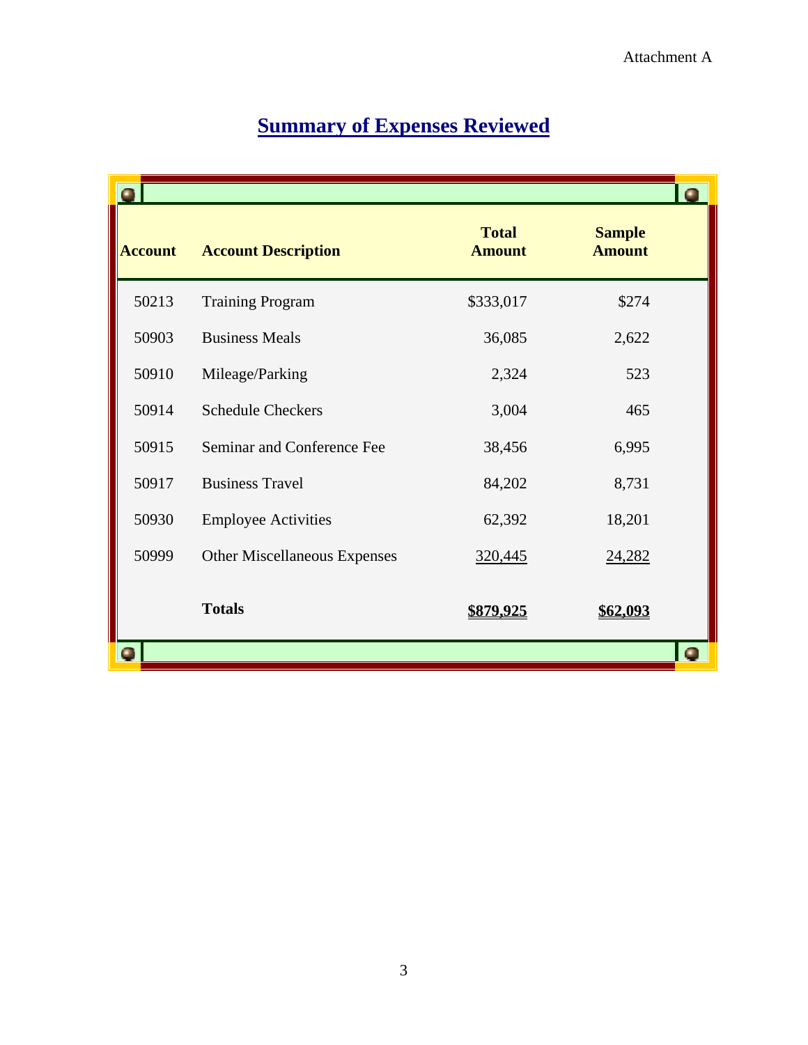Attachment A

# Summary of Expenses Reviewed

| Account | Account Description | Total Amount | Sample Amount |
|---|---|---|---|
| 50213 | Training Program | $333,017 | $274 |
| 50903 | Business Meals | 36,085 | 2,622 |
| 50910 | Mileage/Parking | 2,324 | 523 |
| 50914 | Schedule Checkers | 3,004 | 465 |
| 50915 | Seminar and Conference Fee | 38,456 | 6,995 |
| 50917 | Business Travel | 84,202 | 8,731 |
| 50930 | Employee Activities | 62,392 | 18,201 |
| 50999 | Other Miscellaneous Expenses | 320,445 | 24,282 |
| | **Totals** | **$879,925** | **$62,093** |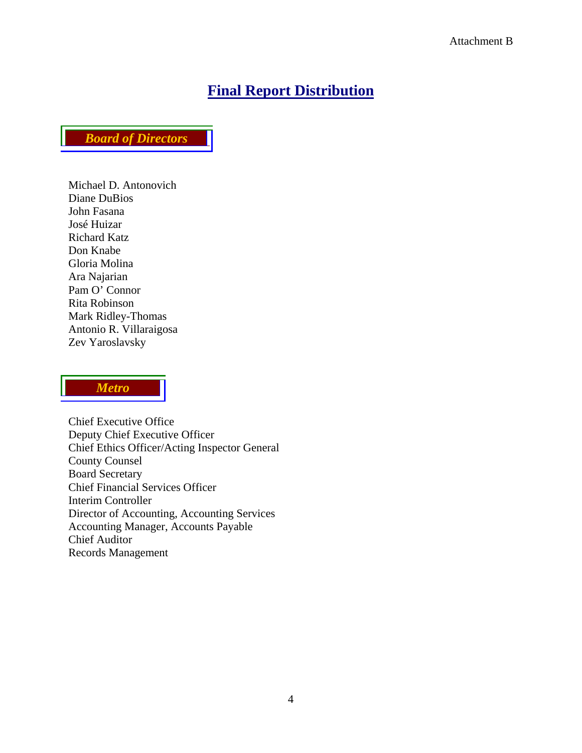Attachment B

# Final Report Distribution

## *Board of Directors*

Michael D. Antonovich
Diane DuBios
John Fasana
José Huizar
Richard Katz
Don Knabe
Gloria Molina
Ara Najarian
Pam O' Connor
Rita Robinson
Mark Ridley-Thomas
Antonio R. Villaraigosa
Zev Yaroslavsky

## *Metro*

Chief Executive Office
Deputy Chief Executive Officer
Chief Ethics Officer/Acting Inspector General
County Counsel
Board Secretary
Chief Financial Services Officer
Interim Controller
Director of Accounting, Accounting Services
Accounting Manager, Accounts Payable
Chief Auditor
Records Management